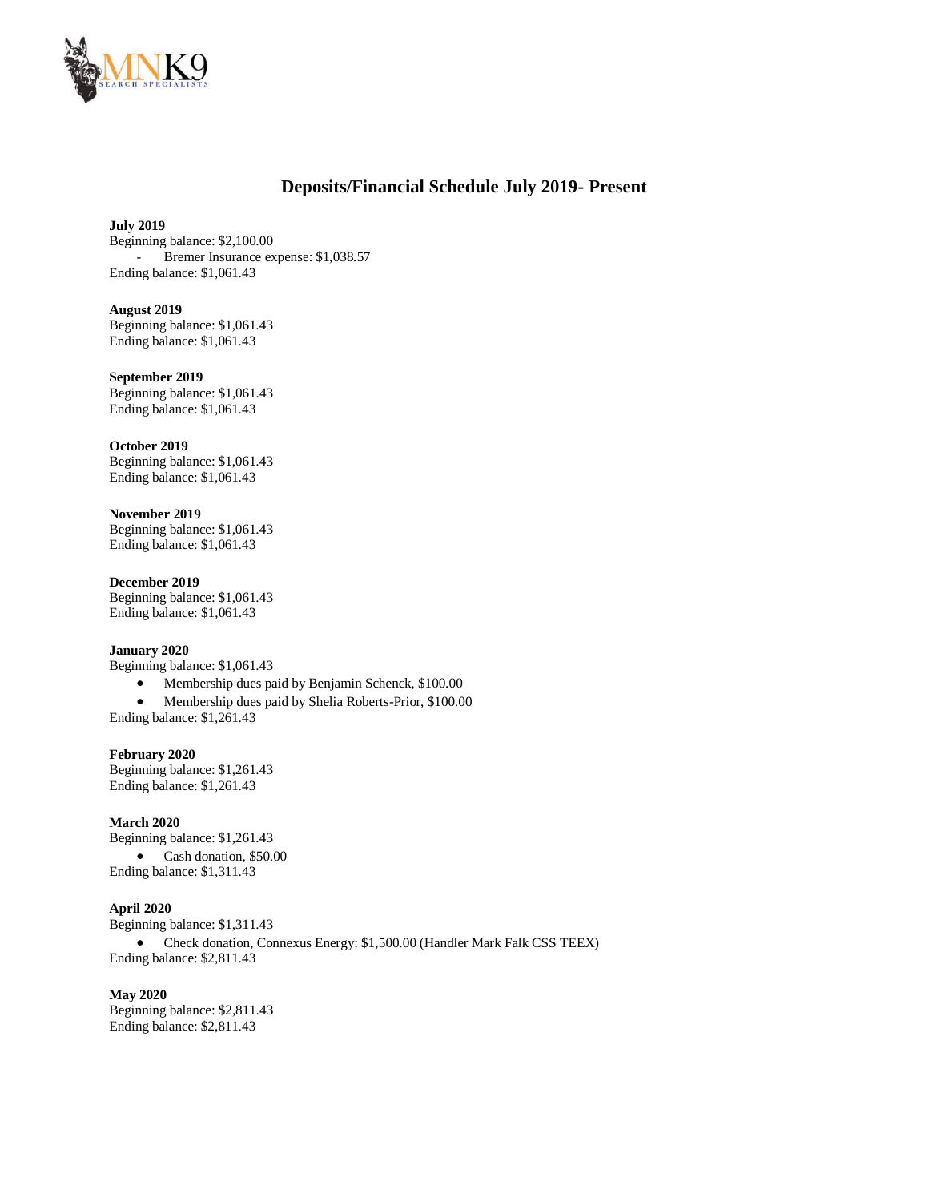# Deposits/Financial Schedule July 2019- Present

**July 2019**
Beginning balance: $2,100.00
- Bremer Insurance expense: $1,038.57

Ending balance: $1,061.43

**August 2019**
Beginning balance: $1,061.43
Ending balance: $1,061.43

**September 2019**
Beginning balance: $1,061.43
Ending balance: $1,061.43

**October 2019**
Beginning balance: $1,061.43
Ending balance: $1,061.43

**November 2019**
Beginning balance: $1,061.43
Ending balance: $1,061.43

**December 2019**
Beginning balance: $1,061.43
Ending balance: $1,061.43

**January 2020**
Beginning balance: $1,061.43
- Membership dues paid by Benjamin Schenck, $100.00
- Membership dues paid by Shelia Roberts-Prior, $100.00

Ending balance: $1,261.43

**February 2020**
Beginning balance: $1,261.43
Ending balance: $1,261.43

**March 2020**
Beginning balance: $1,261.43
- Cash donation, $50.00

Ending balance: $1,311.43

**April 2020**
Beginning balance: $1,311.43
- Check donation, Connexus Energy: $1,500.00 (Handler Mark Falk CSS TEEX)

Ending balance: $2,811.43

**May 2020**
Beginning balance: $2,811.43
Ending balance: $2,811.43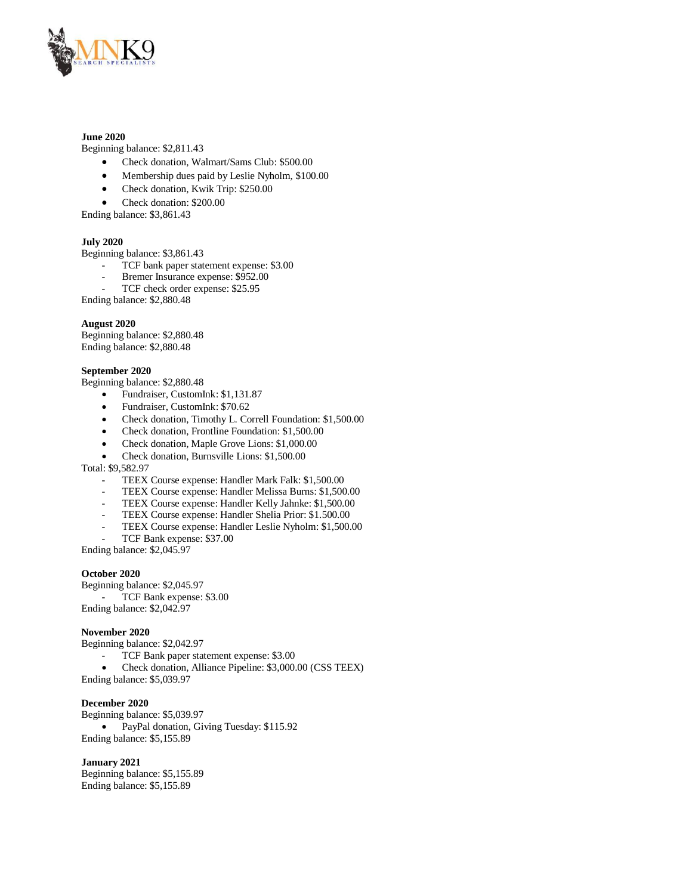**June 2020**
Beginning balance: $2,811.43

- Check donation, Walmart/Sams Club: $500.00
- Membership dues paid by Leslie Nyholm, $100.00
- Check donation, Kwik Trip: $250.00
- Check donation: $200.00

Ending balance: $3,861.43

**July 2020**
Beginning balance: $3,861.43

- TCF bank paper statement expense: $3.00
- Bremer Insurance expense: $952.00
- TCF check order expense: $25.95

Ending balance: $2,880.48

**August 2020**
Beginning balance: $2,880.48
Ending balance: $2,880.48

**September 2020**
Beginning balance: $2,880.48

- Fundraiser, CustomInk: $1,131.87
- Fundraiser, CustomInk: $70.62
- Check donation, Timothy L. Correll Foundation: $1,500.00
- Check donation, Frontline Foundation: $1,500.00
- Check donation, Maple Grove Lions: $1,000.00
- Check donation, Burnsville Lions: $1,500.00

Total: $9,582.97

- TEEX Course expense: Handler Mark Falk: $1,500.00
- TEEX Course expense: Handler Melissa Burns: $1,500.00
- TEEX Course expense: Handler Kelly Jahnke: $1,500.00
- TEEX Course expense: Handler Shelia Prior: $1.500.00
- TEEX Course expense: Handler Leslie Nyholm: $1,500.00
- TCF Bank expense: $37.00

Ending balance: $2,045.97

**October 2020**
Beginning balance: $2,045.97

- TCF Bank expense: $3.00

Ending balance: $2,042.97

**November 2020**
Beginning balance: $2,042.97

- TCF Bank paper statement expense: $3.00
- Check donation, Alliance Pipeline: $3,000.00 (CSS TEEX)

Ending balance: $5,039.97

**December 2020**
Beginning balance: $5,039.97

- PayPal donation, Giving Tuesday: $115.92

Ending balance: $5,155.89

**January 2021**
Beginning balance: $5,155.89
Ending balance: $5,155.89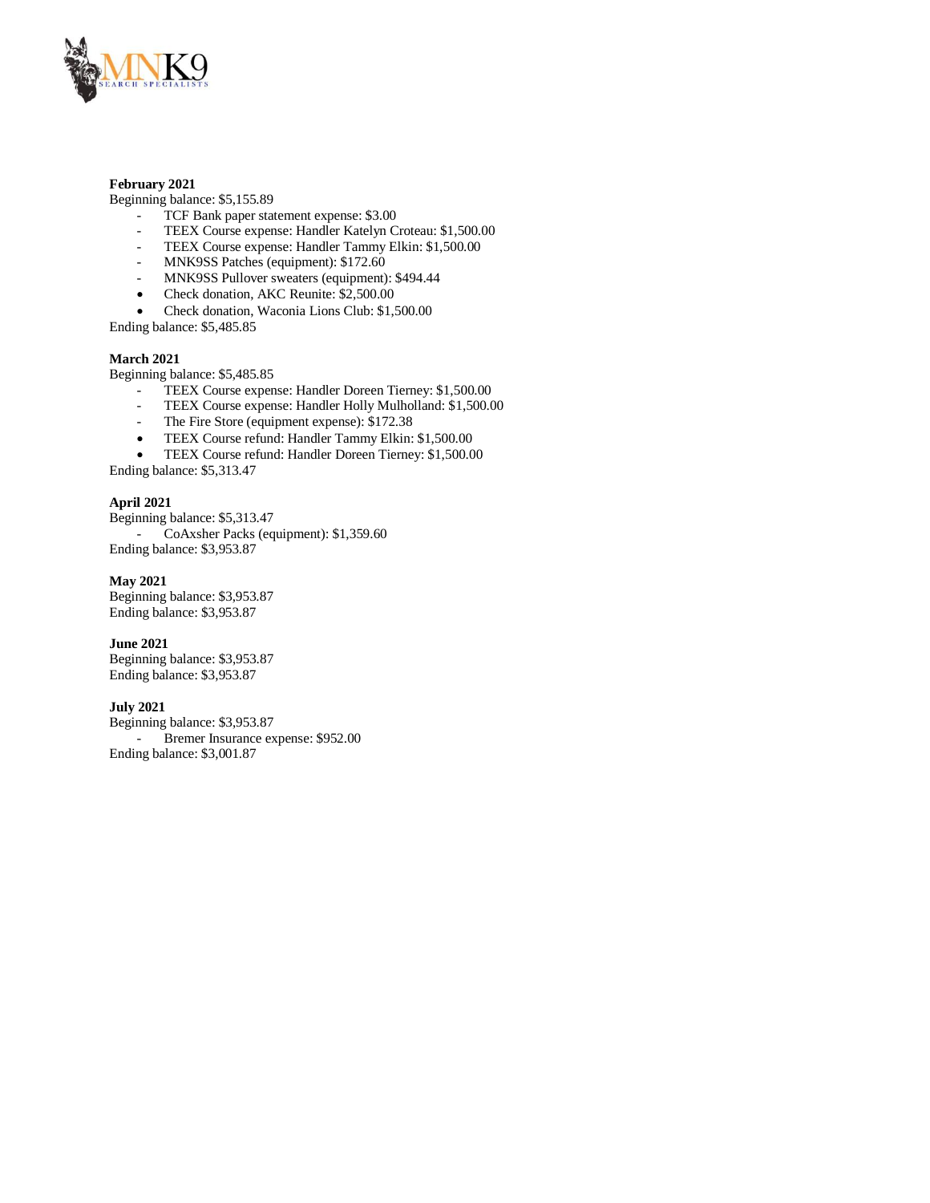**February 2021**

Beginning balance: $5,155.89

- TCF Bank paper statement expense: $3.00
- TEEX Course expense: Handler Katelyn Croteau: $1,500.00
- TEEX Course expense: Handler Tammy Elkin: $1,500.00
- MNK9SS Patches (equipment): $172.60
- MNK9SS Pullover sweaters (equipment): $494.44
- Check donation, AKC Reunite: $2,500.00
- Check donation, Waconia Lions Club: $1,500.00

Ending balance: $5,485.85

**March 2021**

Beginning balance: $5,485.85

- TEEX Course expense: Handler Doreen Tierney: $1,500.00
- TEEX Course expense: Handler Holly Mulholland: $1,500.00
- The Fire Store (equipment expense): $172.38
- TEEX Course refund: Handler Tammy Elkin: $1,500.00
- TEEX Course refund: Handler Doreen Tierney: $1,500.00

Ending balance: $5,313.47

**April 2021**

Beginning balance: $5,313.47

- CoAxsher Packs (equipment): $1,359.60

Ending balance: $3,953.87

**May 2021**

Beginning balance: $3,953.87

Ending balance: $3,953.87

**June 2021**

Beginning balance: $3,953.87

Ending balance: $3,953.87

**July 2021**

Beginning balance: $3,953.87

- Bremer Insurance expense: $952.00

Ending balance: $3,001.87